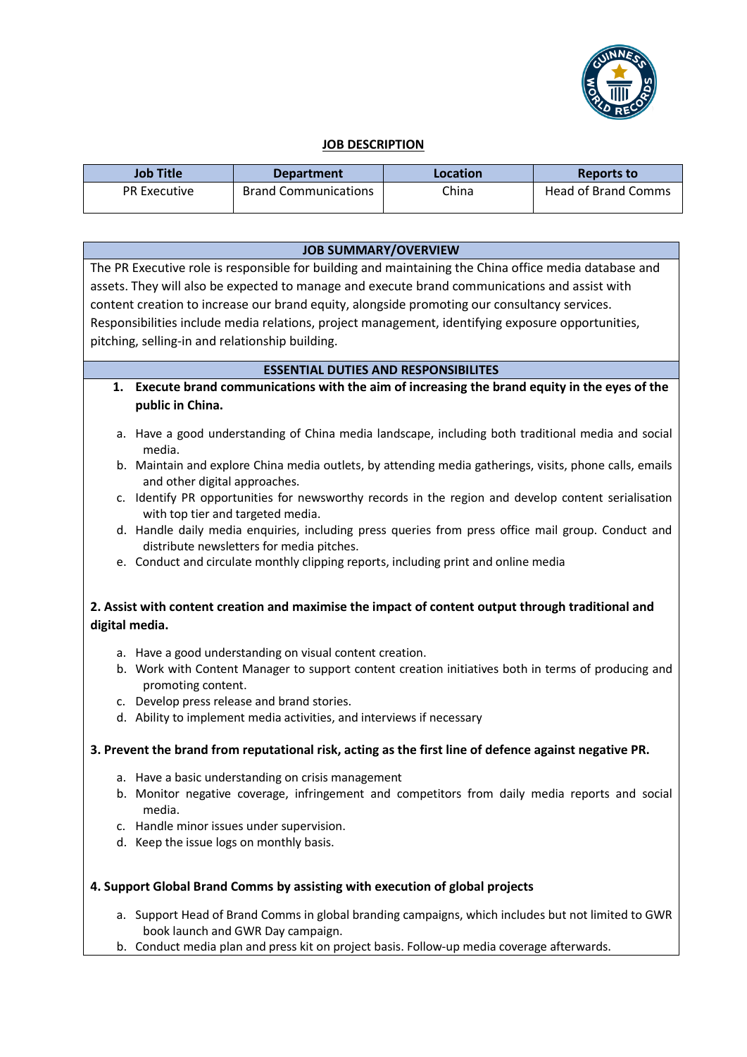# JOB DESCRIPTION

| Job Title | Department | Location | Reports to |
|---|---|---|---|
| PR Executive | Brand Communications | China | Head of Brand Comms |

## JOB SUMMARY/OVERVIEW

The PR Executive role is responsible for building and maintaining the China office media database and assets. They will also be expected to manage and execute brand communications and assist with content creation to increase our brand equity, alongside promoting our consultancy services. Responsibilities include media relations, project management, identifying exposure opportunities, pitching, selling-in and relationship building.

## ESSENTIAL DUTIES AND RESPONSIBILITES

**1. Execute brand communications with the aim of increasing the brand equity in the eyes of the public in China.**

a. Have a good understanding of China media landscape, including both traditional media and social media.
b. Maintain and explore China media outlets, by attending media gatherings, visits, phone calls, emails and other digital approaches.
c. Identify PR opportunities for newsworthy records in the region and develop content serialisation with top tier and targeted media.
d. Handle daily media enquiries, including press queries from press office mail group. Conduct and distribute newsletters for media pitches.
e. Conduct and circulate monthly clipping reports, including print and online media

**2. Assist with content creation and maximise the impact of content output through traditional and digital media.**

a. Have a good understanding on visual content creation.
b. Work with Content Manager to support content creation initiatives both in terms of producing and promoting content.
c. Develop press release and brand stories.
d. Ability to implement media activities, and interviews if necessary

**3. Prevent the brand from reputational risk, acting as the first line of defence against negative PR.**

a. Have a basic understanding on crisis management
b. Monitor negative coverage, infringement and competitors from daily media reports and social media.
c. Handle minor issues under supervision.
d. Keep the issue logs on monthly basis.

**4. Support Global Brand Comms by assisting with execution of global projects**

a. Support Head of Brand Comms in global branding campaigns, which includes but not limited to GWR book launch and GWR Day campaign.
b. Conduct media plan and press kit on project basis. Follow-up media coverage afterwards.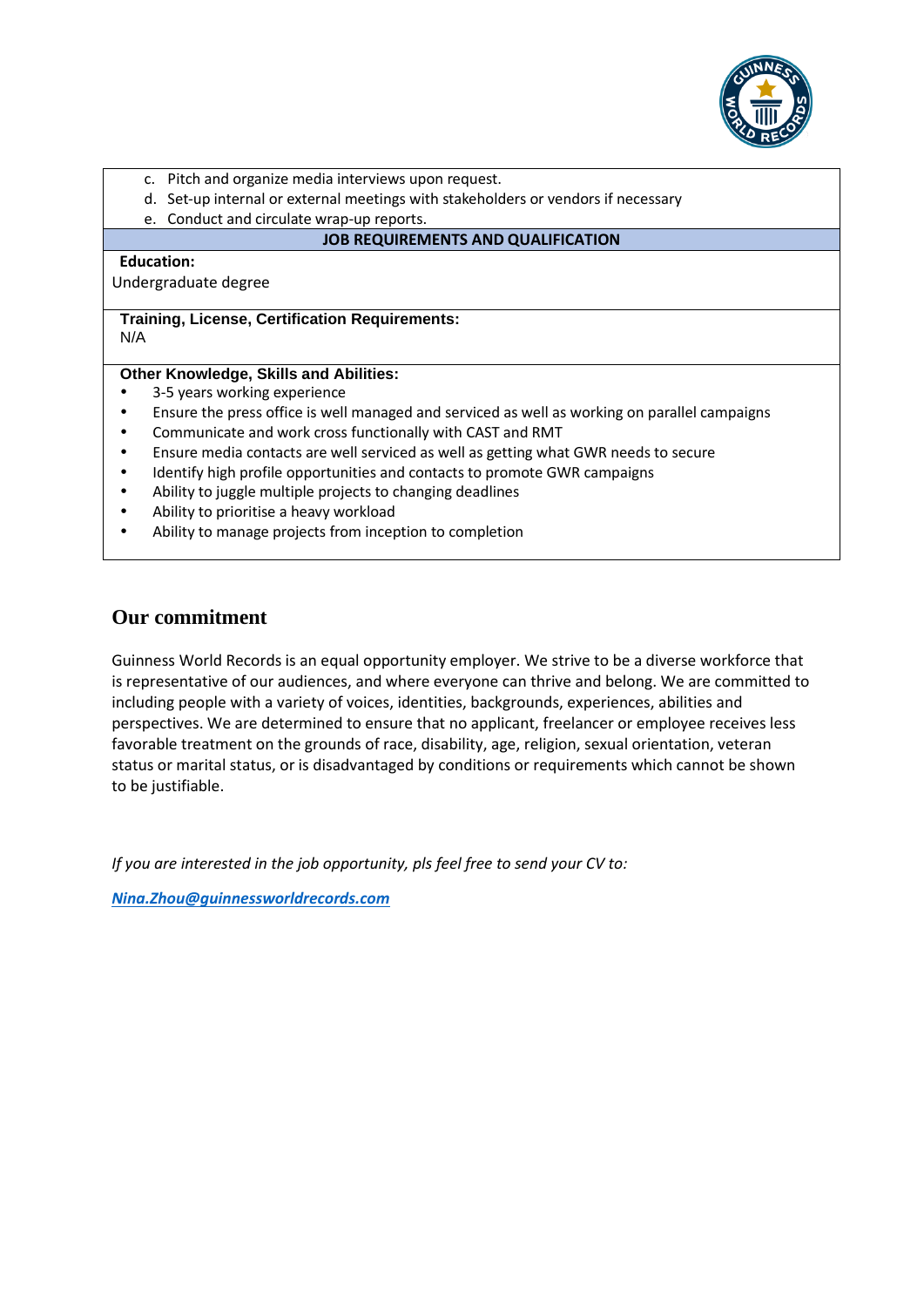c. Pitch and organize media interviews upon request.
d. Set-up internal or external meetings with stakeholders or vendors if necessary
e. Conduct and circulate wrap-up reports.

**JOB REQUIREMENTS AND QUALIFICATION**

**Education:**

Undergraduate degree

**Training, License, Certification Requirements:**

N/A

**Other Knowledge, Skills and Abilities:**

- 3-5 years working experience
- Ensure the press office is well managed and serviced as well as working on parallel campaigns
- Communicate and work cross functionally with CAST and RMT
- Ensure media contacts are well serviced as well as getting what GWR needs to secure
- Identify high profile opportunities and contacts to promote GWR campaigns
- Ability to juggle multiple projects to changing deadlines
- Ability to prioritise a heavy workload
- Ability to manage projects from inception to completion

## Our commitment

Guinness World Records is an equal opportunity employer. We strive to be a diverse workforce that is representative of our audiences, and where everyone can thrive and belong. We are committed to including people with a variety of voices, identities, backgrounds, experiences, abilities and perspectives. We are determined to ensure that no applicant, freelancer or employee receives less favorable treatment on the grounds of race, disability, age, religion, sexual orientation, veteran status or marital status, or is disadvantaged by conditions or requirements which cannot be shown to be justifiable.

*If you are interested in the job opportunity, pls feel free to send your CV to:*

***Nina.Zhou@guinnessworldrecords.com***